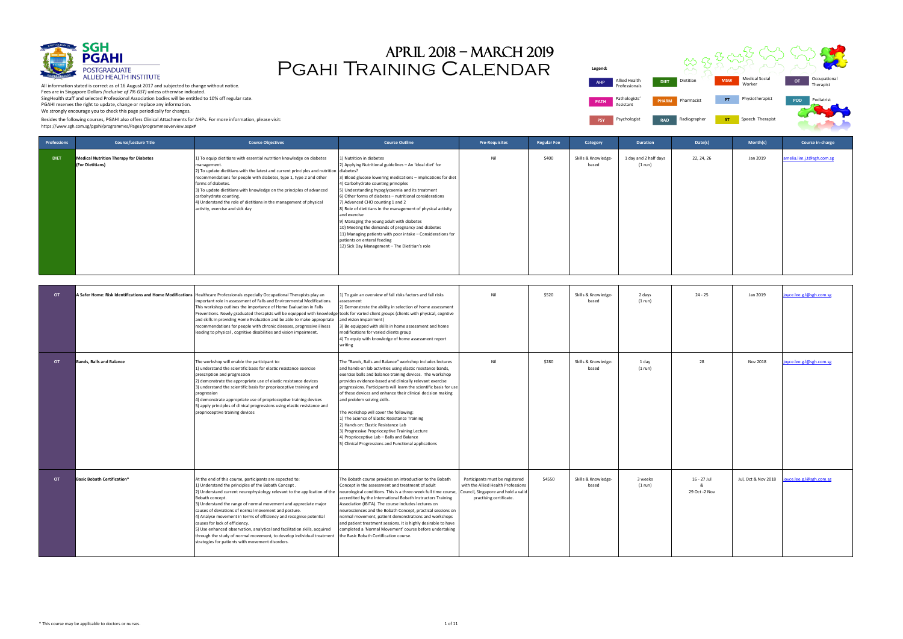# April 2018 – March 2019
# PGAHI Training Calendar

**SGH PGAHI** POSTGRADUATE ALLIED HEALTH INSTITUTE

All information stated is correct as of 16 August 2017 and subjected to change without notice.
Fees are in Singapore Dollars *(inclusive of 7% GST)* unless otherwise indicated.
SingHealth staff and selected Professional Association bodies will be entitled to 10% off regular rate.
PGAHI reserves the right to update, change or replace any information.
We strongly encourage you to check this page periodically for changes.

Besides the following courses, PGAHI also offers Clinical Attachments for AHPs. For more information, please visit:
https://www.sgh.com.sg/pgahi/programmes/Pages/programmeoverview.aspx#

**Legend:**

| Code | Profession |
|---|---|
| AHP | Allied Health Professionals |
| DIET | Dietitian |
| MSW | Medical Social Worker |
| OT | Occupational Therapist |
| PATH | Pathologists' Assistant |
| PHARM | Pharmacist |
| PT | Physiotherapist |
| POD | Podiatrist |
| PSY | Psychologist |
| RAD | Radiographer |
| ST | Speech Therapist |

| Professions | Course/Lecture Title | Course Objectives | Course Outline | Pre-Requisites | Regular Fee | Category | Duration | Date(s) | Month(s) | Course in-charge |
|---|---|---|---|---|---|---|---|---|---|---|
| DIET | **Medical Nutrition Therapy for Diabetes (For Dietitians)** | 1) To equip dietitians with essential nutrition knowledge on diabetes management.<br>2) To update dietitians with the latest and current principles and nutrition recommendations for people with diabetes, type 1, type 2 and other forms of diabetes.<br>3) To update dietitians with knowledge on the principles of advanced carbohydrate counting.<br>4) Understand the role of dietitians in the management of physical activity, exercise and sick day | 1) Nutrition in diabetes<br>2) Applying Nutritional guidelines – An 'ideal diet' for diabetes?<br>3) Blood glucose lowering medications – implications for diet<br>4) Carbohydrate counting principles<br>5) Understanding hypoglycaemia and its treatment<br>6) Other forms of diabetes – nutritional considerations<br>7) Advanced CHO counting 1 and 2<br>8) Role of dietitians in the management of physical activity and exercise<br>9) Managing the young adult with diabetes<br>10) Meeting the demands of pregnancy and diabetes<br>11) Managing patients with poor intake – Considerations for patients on enteral feeding<br>12) Sick Day Management – The Dietitian's role | Nil | $400 | Skills & Knowledge-based | 1 day and 2 half days (1 run) | 22, 24, 26 | Jan 2019 | amelia.lim.j.t@sgh.com.sg |
| OT | **A Safer Home: Risk Identifications and Home Modifications** | Healthcare Professionals especially Occupational Therapists play an important role in assessment of Falls and Environmental Modifications. This workshop outlines the importance of Home Evaluation in Falls Preventions. Newly graduated therapists will be equipped with knowledge and skills in providing Home Evaluation and be able to make appropriate recommendations for people with chronic diseases, progressive illness leading to physical , cognitive disabilities and vision impairment. | 1) To gain an overview of fall risks factors and fall risks assessment<br>2) Demonstrate the ability in selection of home assessment tools for varied client groups (clients with physical, cognitive and vision impairment)<br>3) Be equipped with skills in home assessment and home modifications for varied clients group<br>4) To equip with knowledge of home assessment report writing | Nil | $520 | Skills & Knowledge-based | 2 days (1 run) | 24 - 25 | Jan 2019 | joyce.lee.g.l@sgh.com.sg |
| OT | **Bands, Balls and Balance** | The workshop will enable the participant to:<br>1) understand the scientific basis for elastic resistance exercise prescription and progression<br>2) demonstrate the appropriate use of elastic resistance devices<br>3) understand the scientific basis for proprioceptive training and progression<br>4) demonstrate appropriate use of proprioceptive training devices<br>5) apply principles of clinical progressions using elastic resistance and proprioceptive training devices | The "Bands, Balls and Balance" workshop includes lectures and hands-on lab activities using elastic resistance bands, exercise balls and balance training devices. The workshop provides evidence-based and clinically relevant exercise progressions. Participants will learn the scientific basis for use of these devices and enhance their clinical decision making and problem solving skills.<br><br>The workshop will cover the following:<br>1) The Science of Elastic Resistance Training<br>2) Hands on: Elastic Resistance Lab<br>3) Progressive Proprioceptive Training Lecture<br>4) Proprioceptive Lab – Balls and Balance<br>5) Clinical Progressions and Functional applications | Nil | $280 | Skills & Knowledge-based | 1 day (1 run) | 28 | Nov 2018 | joyce.lee.g.l@sgh.com.sg |
| OT | **Basic Bobath Certification*** | At the end of this course, participants are expected to:<br>1) Understand the principles of the Bobath Concept .<br>2) Understand current neurophysiology relevant to the application of the Bobath concept.<br>3) Understand the range of normal movement and appreciate major causes of deviations of normal movement and posture.<br>4) Analyse movement in terms of efficiency and recognise potential causes for lack of efficiency.<br>5) Use enhanced observation, analytical and facilitation skills, acquired through the study of normal movement, to develop individual treatment strategies for patients with movement disorders. | The Bobath course provides an introduction to the Bobath Concept in the assessment and treatment of adult neurological conditions. This is a three-week full time course, accredited by the International Bobath Instructors Training Association (IBITA). The course includes lectures on neurosciences and the Bobath Concept, practical sessions on normal movement, patient demonstrations and workshops and patient treatment sessions. It is highly desirable to have completed a 'Normal Movement' course before undertaking the Basic Bobath Certification course. | Participants must be registered with the Allied Health Professions Council, Singapore and hold a valid practising certificate. | $4550 | Skills & Knowledge-based | 3 weeks (1 run) | 16 - 27 Jul & 29 Oct -2 Nov | Jul, Oct & Nov 2018 | joyce.lee.g.l@sgh.com.sg |

\* This course may be applicable to doctors or nurses.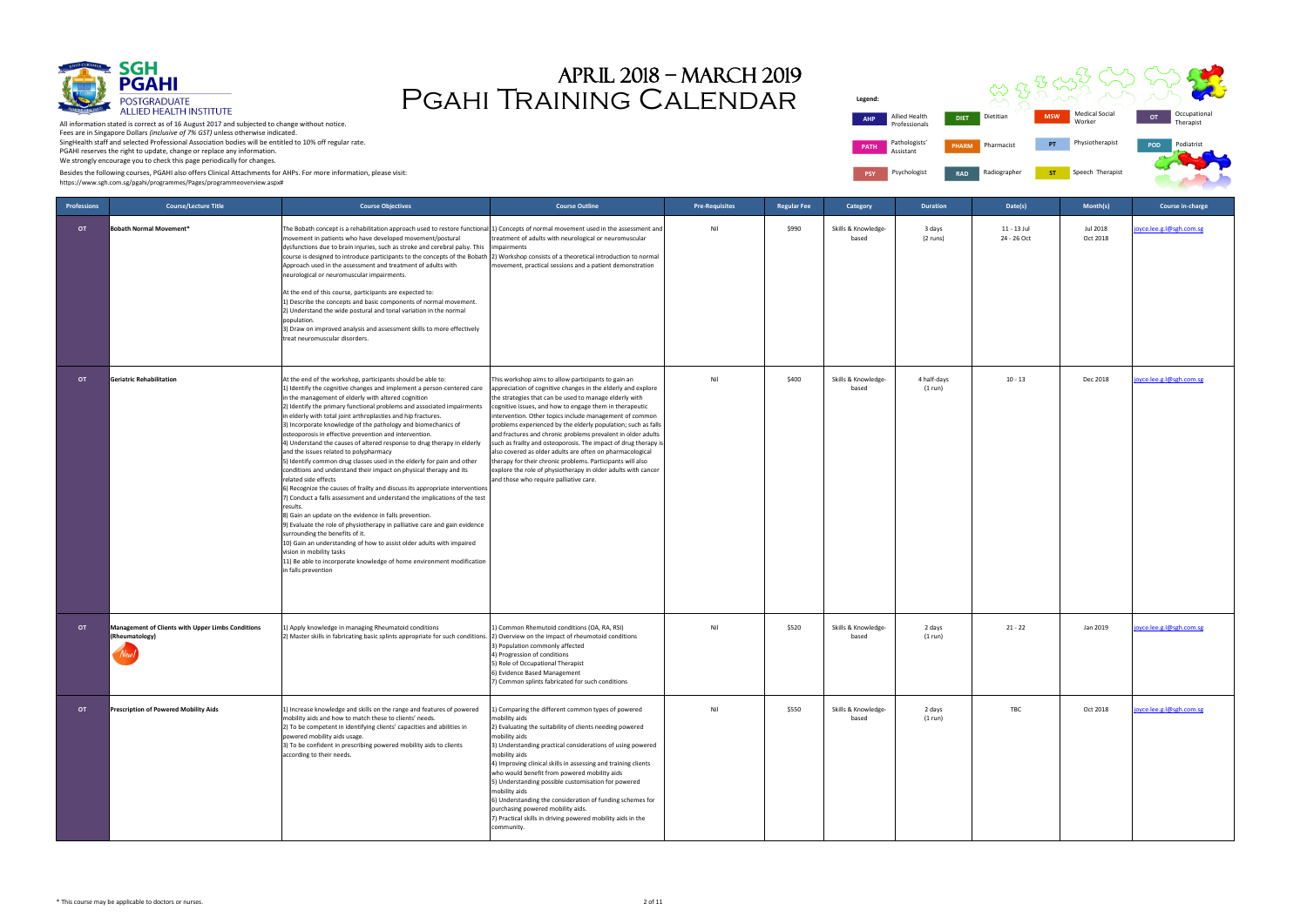# April 2018 – March 2019
# PGAHI Training Calendar

SGH PGAHI POSTGRADUATE ALLIED HEALTH INSTITUTE

All information stated is correct as of 16 August 2017 and subjected to change without notice.
Fees are in Singapore Dollars *(inclusive of 7% GST)* unless otherwise indicated.
SingHealth staff and selected Professional Association bodies will be entitled to 10% off regular rate.
PGAHI reserves the right to update, change or replace any information.
We strongly encourage you to check this page periodically for changes.

Besides the following courses, PGAHI also offers Clinical Attachments for AHPs. For more information, please visit:
https://www.sgh.com.sg/pgahi/programmes/Pages/programmeoverview.aspx#

**Legend:**

| | | | | | | | |
|---|---|---|---|---|---|---|---|
| AHP | Allied Health Professionals | DIET | Dietitian | MSW | Medical Social Worker | OT | Occupational Therapist |
| PATH | Pathologists' Assistant | PHARM | Pharmacist | PT | Physiotherapist | POD | Podiatrist |
| PSY | Psychologist | RAD | Radiographer | ST | Speech Therapist | | |

| Professions | Course/Lecture Title | Course Objectives | Course Outline | Pre-Requisites | Regular Fee | Category | Duration | Date(s) | Month(s) | Course in-charge |
|---|---|---|---|---|---|---|---|---|---|---|
| OT | **Bobath Normal Movement*** | The Bobath concept is a rehabilitation approach used to restore functional movement in patients who have developed movement/postural dysfunctions due to brain injuries, such as stroke and cerebral palsy. This course is designed to introduce participants to the concepts of the Bobath Approach used in the assessment and treatment of adults with neurological or neuromuscular impairments.<br><br>At the end of this course, participants are expected to:<br>1) Describe the concepts and basic components of normal movement.<br>2) Understand the wide postural and tonal variation in the normal population.<br>3) Draw on improved analysis and assessment skills to more effectively treat neuromuscular disorders. | 1) Concepts of normal movement used in the assessment and treatment of adults with neurological or neuromuscular impairments<br>2) Workshop consists of a theoretical introduction to normal movement, practical sessions and a patient demonstration | Nil | $990 | Skills & Knowledge-based | 3 days (2 runs) | 11 - 13 Jul<br>24 - 26 Oct | Jul 2018<br>Oct 2018 | joyce.lee.g.l@sgh.com.sg |
| OT | **Geriatric Rehabilitation** | At the end of the workshop, participants should be able to:<br>1) Identify the cognitive changes and implement a person-centered care in the management of elderly with altered cognition<br>2) Identify the primary functional problems and associated impairments in elderly with total joint arthroplasties and hip fractures.<br>3) Incorporate knowledge of the pathology and biomechanics of osteoporosis in effective prevention and intervention.<br>4) Understand the causes of altered response to drug therapy in elderly and the issues related to polypharmacy<br>5) Identify common drug classes used in the elderly for pain and other conditions and understand their impact on physical therapy and its related side effects<br>6) Recognize the causes of frailty and discuss its appropriate interventions<br>7) Conduct a falls assessment and understand the implications of the test results.<br>8) Gain an update on the evidence in falls prevention.<br>9) Evaluate the role of physiotherapy in palliative care and gain evidence surrounding the benefits of it.<br>10) Gain an understanding of how to assist older adults with impaired vision in mobility tasks<br>11) Be able to incorporate knowledge of home environment modification in falls prevention | This workshop aims to allow participants to gain an appreciation of cognitive changes in the elderly and explore the strategies that can be used to manage elderly with cognitive issues, and how to engage them in therapeutic intervention. Other topics include management of common problems experienced by the elderly population; such as falls and fractures and chronic problems prevalent in older adults such as frailty and osteoporosis. The impact of drug therapy is also covered as older adults are often on pharmacological therapy for their chronic problems. Participants will also explore the role of physiotherapy in older adults with cancer and those who require palliative care. | Nil | $400 | Skills & Knowledge-based | 4 half-days (1 run) | 10 - 13 | Dec 2018 | joyce.lee.g.l@sgh.com.sg |
| OT | **Management of Clients with Upper Limbs Conditions (Rheumatology)** *New!* | 1) Apply knowledge in managing Rheumatoid conditions<br>2) Master skills in fabricating basic splints appropriate for such conditions. | 1) Common Rhemutoid conditions (OA, RA, RSI)<br>2) Overview on the impact of rheumatoid conditions<br>3) Population commonly affected<br>4) Progression of conditions<br>5) Role of Occupational Therapist<br>6) Evidence Based Management<br>7) Common splints fabricated for such conditions | Nil | $520 | Skills & Knowledge-based | 2 days (1 run) | 21 - 22 | Jan 2019 | joyce.lee.g.l@sgh.com.sg |
| OT | **Prescription of Powered Mobility Aids** | 1) Increase knowledge and skills on the range and features of powered mobility aids and how to match these to clients' needs.<br>2) To be competent in identifying clients' capacities and abilities in powered mobility aids usage.<br>3) To be confident in prescribing powered mobility aids to clients according to their needs. | 1) Comparing the different common types of powered mobility aids<br>2) Evaluating the suitability of clients needing powered mobility aids<br>3) Understanding practical considerations of using powered mobility aids<br>4) Improving clinical skills in assessing and training clients who would benefit from powered mobility aids<br>5) Understanding possible customisation for powered mobility aids<br>6) Understanding the consideration of funding schemes for purchasing powered mobility aids.<br>7) Practical skills in driving powered mobility aids in the community. | Nil | $550 | Skills & Knowledge-based | 2 days (1 run) | TBC | Oct 2018 | joyce.lee.g.l@sgh.com.sg |

* This course may be applicable to doctors or nurses.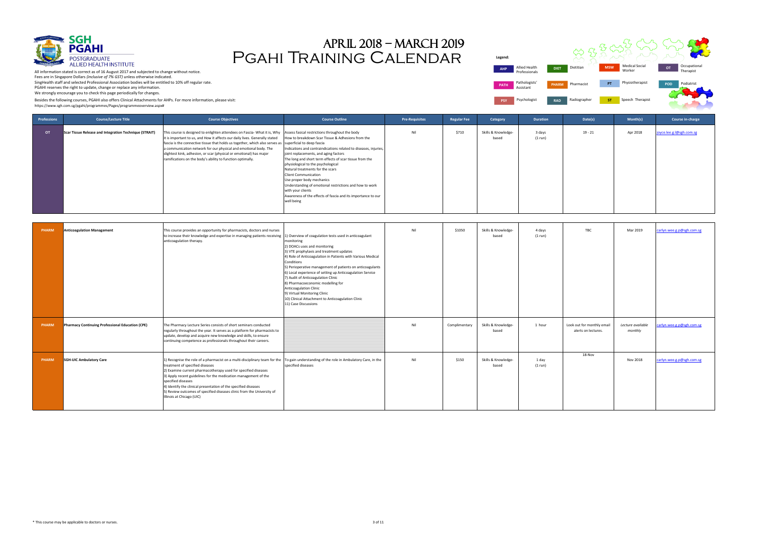# APRIL 2018 – MARCH 2019
# PGAHI TRAINING CALENDAR

**SGH PGAHI**
POSTGRADUATE ALLIED HEALTH INSTITUTE

All information stated is correct as of 16 August 2017 and subjected to change without notice.
Fees are in Singapore Dollars *(inclusive of 7% GST)* unless otherwise indicated.
SingHealth staff and selected Professional Association bodies will be entitled to 10% off regular rate.
PGAHI reserves the right to update, change or replace any information.
We strongly encourage you to check this page periodically for changes.

Besides the following courses, PGAHI also offers Clinical Attachments for AHPs. For more information, please visit:
https://www.sgh.com.sg/pgahi/programmes/Pages/programmeoverview.aspx#

**Legend:**

| Code | Profession | Code | Profession | Code | Profession | Code | Profession |
|---|---|---|---|---|---|---|---|
| AHP | Allied Health Professionals | DIET | Dietitian | MSW | Medical Social Worker | OT | Occupational Therapist |
| PATH | Pathologists' Assistant | PHARM | Pharmacist | PT | Physiotherapist | POD | Podiatrist |
| PSY | Psychologist | RAD | Radiographer | ST | Speech Therapist | | |

| Professions | Course/Lecture Title | Course Objectives | Course Outline | Pre-Requisites | Regular Fee | Category | Duration | Date(s) | Month(s) | Course in-charge |
|---|---|---|---|---|---|---|---|---|---|---|
| OT | Scar Tissue Release and Integration Technique (STRAIT) | This course is designed to enlighten attendees on Fascia- What it is, Why it is important to us, and How it affects our daily lives. Generally stated fascia is the connective tissue that holds us together, which also serves as a communication network for our physical and emotional body. The slightest kink, adhesion, or scar (physical or emotional) has major ramifications on the body's ability to function optimally. | Assess fasical restrictions throughout the body<br>How to breakdown Scar Tissue & Adhesions from the superficial to deep fascia<br>Indications and contraindications related to diseases, injuries, joint replacements, and aging factors<br>The long and short term effects of scar tissue from the physiological to the psychological<br>Natural treatments for the scars<br>Client Communication<br>Use proper body mechanics<br>Understanding of emotional restrictions and how to work with your clients<br>Awareness of the effects of fascia and its importance to our well being | Nil | $710 | Skills & Knowledge-based | 3 days (1 run) | 19 - 21 | Apr 2018 | joyce.lee.g.l@sgh.com.sg |
| PHARM | Anticoagulation Management | This course provides an opportunity for pharmacists, doctors and nurses to increase their knowledge and expertise in managing patients receiving anticoagulation therapy. | 1) Overview of coagulation tests used in anticoagulant monitoring<br>2) DOACs uses and monitoring<br>3) VTE prophylaxis and treatment updates<br>4) Role of Anticoagulation in Patients with Various Medical Conditions<br>5) Perioperative management of patients on anticoagulants<br>6) Local experience of setting up Anticoagulation Service<br>7) Audit of Anticoagulation Clinic<br>8) Pharmacoeconomic modelling for Anticoagulation Clinic<br>9) Virtual Monitoring Clinic<br>10) Clinical Attachment to Anticoagulation Clinic<br>11) Case Discussions | Nil | $1050 | Skills & Knowledge-based | 4 days (1 run) | TBC | Mar 2019 | carlyn.wee.g.p@sgh.com.sg |
| PHARM | Pharmacy Continuing Professional Education (CPE) | The Pharmacy Lecture Series consists of short seminars conducted regularly throughout the year. It serves as a platform for pharmacists to update, develop and acquire new knowledge and skills, to ensure continuing competence as professionals throughout their careers. | | Nil | Complimentary | Skills & Knowledge-based | 1 hour | Look out for monthly email alerts on lectures. | *Lecture available monthly* | carlyn.wee.g.p@sgh.com.sg |
| PHARM | SGH-UIC Ambulatory Care | 1) Recognise the role of a pharmacist on a multi-disciplinary team for the treatment of specified diseases<br>2) Examine current pharmacotherapy used for specified diseases<br>3) Apply recent guidelines for the medication management of the specified diseases<br>4) Identify the clinical presentation of the specified diseases<br>5) Review outcomes of specified diseases clinic from the University of Illinois at Chicago (UIC) | To gain understanding of the role in Ambulatory Care, in the specified diseases | Nil | $150 | Skills & Knowledge-based | 1 day (1 run) | 18-Nov | Nov 2018 | carlyn.wee.g.p@sgh.com.sg |

\* This course may be applicable to doctors or nurses.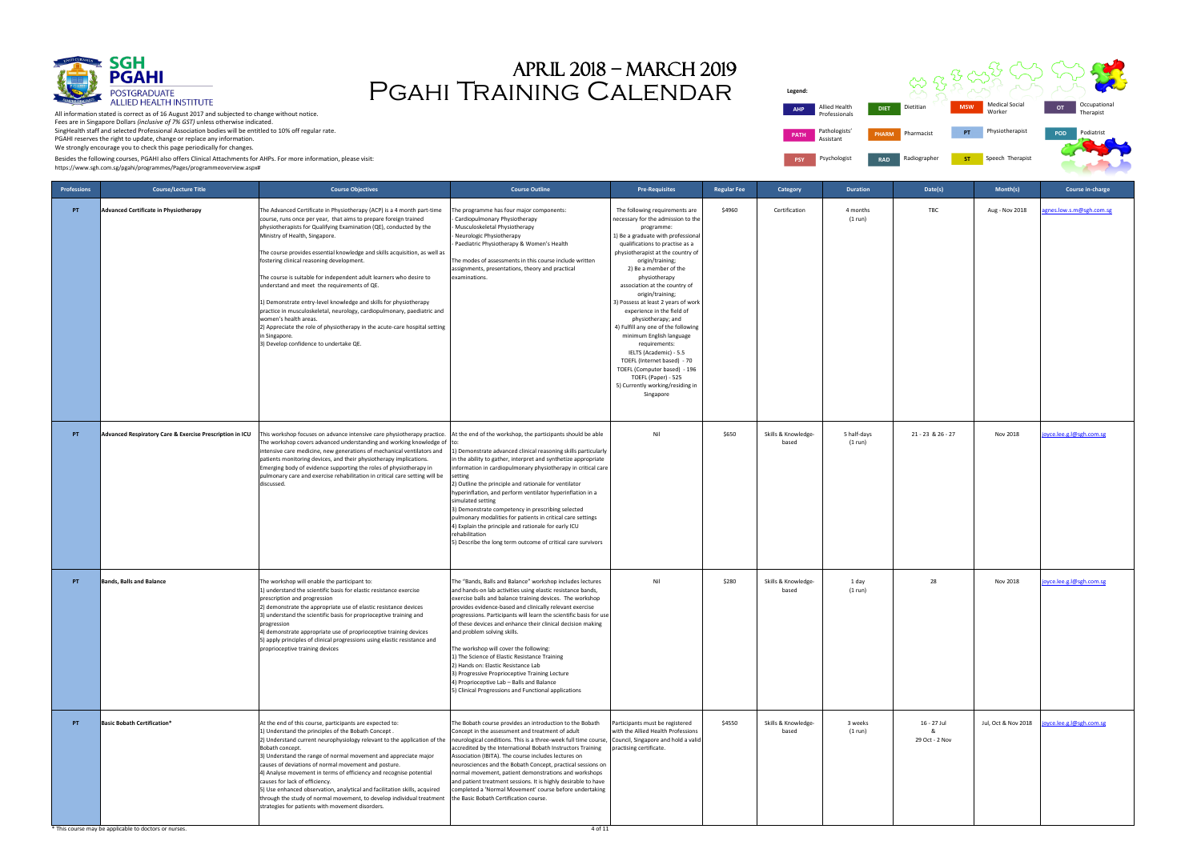# APRIL 2018 – MARCH 2019 PGAHI Training Calendar

**SGH PGAHI** POSTGRADUATE ALLIED HEALTH INSTITUTE

All information stated is correct as of 16 August 2017 and subjected to change without notice.
Fees are in Singapore Dollars *(inclusive of 7% GST)* unless otherwise indicated.
SingHealth staff and selected Professional Association bodies will be entitled to 10% off regular rate.
PGAHI reserves the right to update, change or replace any information.
We strongly encourage you to check this page periodically for changes.

Besides the following courses, PGAHI also offers Clinical Attachments for AHPs. For more information, please visit:
https://www.sgh.com.sg/pgahi/programmes/Pages/programmeoverview.aspx#

**Legend:**

| Code | Profession | Code | Profession | Code | Profession | Code | Profession |
|---|---|---|---|---|---|---|---|
| AHP | Allied Health Professionals | DIET | Dietitian | MSW | Medical Social Worker | OT | Occupational Therapist |
| PATH | Pathologists' Assistant | PHARM | Pharmacist | PT | Physiotherapist | POD | Podiatrist |
| PSY | Psychologist | RAD | Radiographer | ST | Speech Therapist | | |

| Professions | Course/Lecture Title | Course Objectives | Course Outline | Pre-Requisites | Regular Fee | Category | Duration | Date(s) | Month(s) | Course in-charge |
|---|---|---|---|---|---|---|---|---|---|---|
| PT | **Advanced Certificate in Physiotherapy** | The Advanced Certificate in Physiotherapy (ACP) is a 4 month part-time course, runs once per year, that aims to prepare foreign trained physiotherapists for Qualifying Examination (QE), conducted by the Ministry of Health, Singapore.<br><br>The course provides essential knowledge and skills acquisition, as well as fostering clinical reasoning development.<br><br>The course is suitable for independent adult learners who desire to understand and meet the requirements of QE.<br><br>1) Demonstrate entry-level knowledge and skills for physiotherapy practice in musculoskeletal, neurology, cardiopulmonary, paediatric and women's health areas.<br>2) Appreciate the role of physiotherapy in the acute-care hospital setting in Singapore.<br>3) Develop confidence to undertake QE. | The programme has four major components:<br>- Cardiopulmonary Physiotherapy<br>- Musculoskeletal Physiotherapy<br>- Neurologic Physiotherapy<br>- Paediatric Physiotherapy & Women's Health<br><br>The modes of assessments in this course include written assignments, presentations, theory and practical examinations. | The following requirements are necessary for the admission to the programme:<br>1) Be a graduate with professional qualifications to practise as a physiotherapist at the country of origin/training;<br>2) Be a member of the physiotherapy association at the country of origin/training;<br>3) Possess at least 2 years of work experience in the field of physiotherapy; and<br>4) Fulfill any one of the following minimum English language requirements:<br>IELTS (Academic) - 5.5<br>TOEFL (Internet based) - 70<br>TOEFL (Computer based) - 196<br>TOEFL (Paper) - 525<br>5) Currently working/residing in Singapore | $4960 | Certification | 4 months (1 run) | TBC | Aug - Nov 2018 | agnes.low.s.m@sgh.com.sg |
| PT | **Advanced Respiratory Care & Exercise Prescription in ICU** | This workshop focuses on advance intensive care physiotherapy practice. The workshop covers advanced understanding and working knowledge of intensive care medicine, new generations of mechanical ventilators and patients monitoring devices, and their physiotherapy implications. Emerging body of evidence supporting the roles of physiotherapy in pulmonary care and exercise rehabilitation in critical care setting will be discussed. | At the end of the workshop, the participants should be able to:<br>1) Demonstrate advanced clinical reasoning skills particularly in the ability to gather, interpret and synthetize appropriate information in cardiopulmonary physiotherapy in critical care setting<br>2) Outline the principle and rationale for ventilator hyperinflation, and perform ventilator hyperinflation in a simulated setting<br>3) Demonstrate competency in prescribing selected pulmonary modalities for patients in critical care settings<br>4) Explain the principle and rationale for early ICU rehabilitation<br>5) Describe the long term outcome of critical care survivors | Nil | $650 | Skills & Knowledge-based | 5 half-days (1 run) | 21 - 23 & 26 - 27 | Nov 2018 | joyce.lee.g.l@sgh.com.sg |
| PT | **Bands, Balls and Balance** | The workshop will enable the participant to:<br>1) understand the scientific basis for elastic resistance exercise prescription and progression<br>2) demonstrate the appropriate use of elastic resistance devices<br>3) understand the scientific basis for proprioceptive training and progression<br>4) demonstrate appropriate use of proprioceptive training devices<br>5) apply principles of clinical progressions using elastic resistance and proprioceptive training devices | The "Bands, Balls and Balance" workshop includes lectures and hands-on lab activities using elastic resistance bands, exercise balls and balance training devices. The workshop provides evidence-based and clinically relevant exercise progressions. Participants will learn the scientific basis for use of these devices and enhance their clinical decision making and problem solving skills.<br><br>The workshop will cover the following:<br>1) The Science of Elastic Resistance Training<br>2) Hands on: Elastic Resistance Lab<br>3) Progressive Proprioceptive Training Lecture<br>4) Proprioceptive Lab – Balls and Balance<br>5) Clinical Progressions and Functional applications | Nil | $280 | Skills & Knowledge-based | 1 day (1 run) | 28 | Nov 2018 | joyce.lee.g.l@sgh.com.sg |
| PT | **Basic Bobath Certification*** | At the end of this course, participants are expected to:<br>1) Understand the principles of the Bobath Concept .<br>2) Understand current neurophysiology relevant to the application of the Bobath concept.<br>3) Understand the range of normal movement and appreciate major causes of deviations of normal movement and posture.<br>4) Analyse movement in terms of efficiency and recognise potential causes for lack of efficiency.<br>5) Use enhanced observation, analytical and facilitation skills, acquired through the study of normal movement, to develop individual treatment strategies for patients with movement disorders. | The Bobath course provides an introduction to the Bobath Concept in the assessment and treatment of adult neurological conditions. This is a three-week full time course, accredited by the International Bobath Instructors Training Association (IBITA). The course includes lectures on neurosciences and the Bobath Concept, practical sessions on normal movement, patient demonstrations and workshops and patient treatment sessions. It is highly desirable to have completed a 'Normal Movement' course before undertaking the Basic Bobath Certification course. | Participants must be registered with the Allied Health Professions Council, Singapore and hold a valid practising certificate. | $4550 | Skills & Knowledge-based | 3 weeks (1 run) | 16 - 27 Jul & 29 Oct - 2 Nov | Jul, Oct & Nov 2018 | joyce.lee.g.l@sgh.com.sg |

* This course may be applicable to doctors or nurses.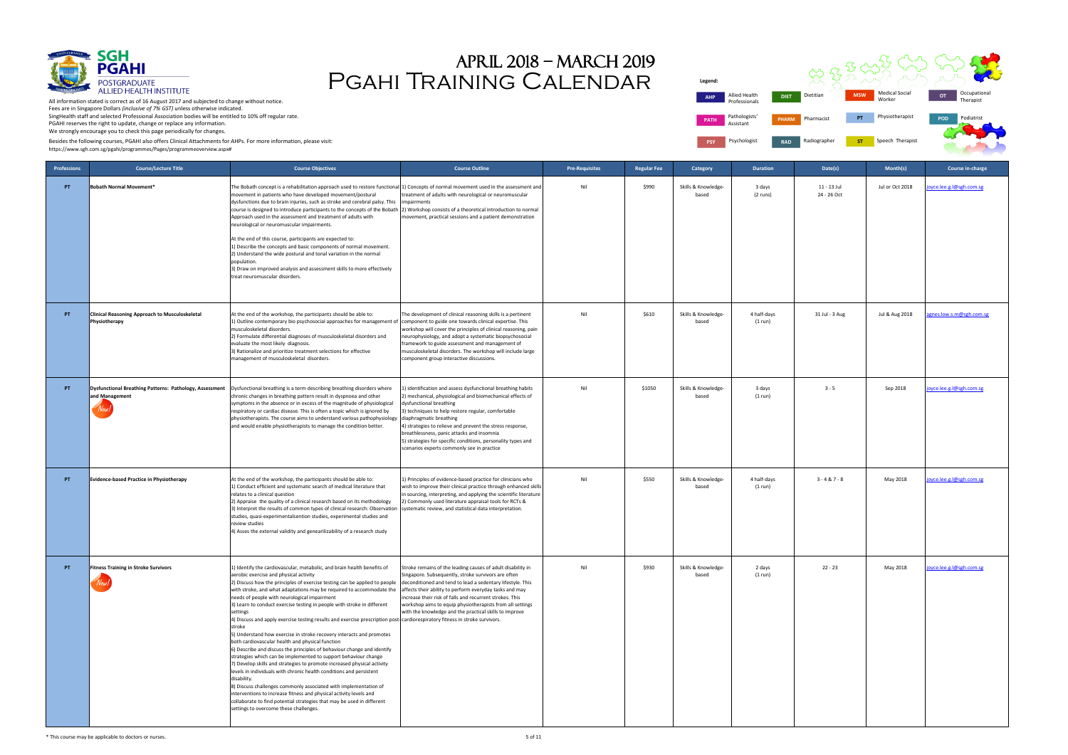# APRIL 2018 – MARCH 2019
# PGAHI TRAINING CALENDAR

**SGH PGAHI** POSTGRADUATE ALLIED HEALTH INSTITUTE

All information stated is correct as of 16 August 2017 and subjected to change without notice.
Fees are in Singapore Dollars *(inclusive of 7% GST)* unless otherwise indicated.
SingHealth staff and selected Professional Association bodies will be entitled to 10% off regular rate.
PGAHI reserves the right to update, change or replace any information.
We strongly encourage you to check this page periodically for changes.

Besides the following courses, PGAHI also offers Clinical Attachments for AHPs. For more information, please visit:
https://www.sgh.com.sg/pgahi/programmes/Pages/programmeoverview.aspx#

**Legend:**

| Code | Profession | Code | Profession | Code | Profession | Code | Profession |
|---|---|---|---|---|---|---|---|
| AHP | Allied Health Professionals | DIET | Dietitian | MSW | Medical Social Worker | OT | Occupational Therapist |
| PATH | Pathologists' Assistant | PHARM | Pharmacist | PT | Physiotherapist | POD | Podiatrist |
| PSY | Psychologist | RAD | Radiographer | ST | Speech Therapist | | |

| Professions | Course/Lecture Title | Course Objectives | Course Outline | Pre-Requisites | Regular Fee | Category | Duration | Date(s) | Month(s) | Course in-charge |
|---|---|---|---|---|---|---|---|---|---|---|
| PT | **Bobath Normal Movement*** | The Bobath concept is a rehabilitation approach used to restore functional movement in patients who have developed movement/postural dysfunctions due to brain injuries, such as stroke and cerebral palsy. This course is designed to introduce participants to the concepts of the Bobath Approach used in the assessment and treatment of adults with neurological or neuromuscular impairments.<br><br>At the end of this course, participants are expected to:<br>1) Describe the concepts and basic components of normal movement.<br>2) Understand the wide postural and tonal variation in the normal population.<br>3) Draw on improved analysis and assessment skills to more effectively treat neuromuscular disorders. | 1) Concepts of normal movement used in the assessment and treatment of adults with neurological or neuromuscular impairments<br>2) Workshop consists of a theoretical introduction to normal movement, practical sessions and a patient demonstration | Nil | $990 | Skills & Knowledge-based | 3 days (2 runs) | 11 - 13 Jul<br>24 - 26 Oct | Jul or Oct 2018 | joyce.lee.g.l@sgh.com.sg |
| PT | **Clinical Reasoning Approach to Musculoskeletal Physiotherapy** | At the end of the workshop, the participants should be able to:<br>1) Outline contemporary bio psychosocial approaches for management of musculoskeletal disorders.<br>2) Formulate differential diagnoses of musculoskeletal disorders and evaluate the most likely diagnosis.<br>3) Rationalize and prioritize treatment selections for effective management of musculoskeletal disorders. | The development of clinical reasoning skills is a pertinent component to guide one towards clinical expertise. This workshop will cover the principles of clinical reasoning, pain neurophysiology, and adopt a systematic biopsychosocial framework to guide assessment and management of musculoskeletal disorders. The workshop will include large component group interactive discussions. | Nil | $610 | Skills & Knowledge-based | 4 half-days (1 run) | 31 Jul - 3 Aug | Jul & Aug 2018 | agnes.low.s.m@sgh.com.sg |
| PT | **Dysfunctional Breathing Patterns: Pathology, Assessment and Management** New! | Dysfunctional breathing is a term describing breathing disorders where chronic changes in breathing pattern result in dyspnoea and other symptoms in the absence or in excess of the magnitude of physiological respiratory or cardiac disease. This is often a topic which is ignored by physiotherapists. The course aims to understand various pathophysiology and would enable physiotherapists to manage the condition better. | 1) identification and assess dysfunctional breathing habits<br>2) mechanical, physiological and biomechanical effects of dysfunctional breathing<br>3) techniques to help restore regular, comfortable diaphragmatic breathing<br>4) strategies to relieve and prevent the stress response, breathlessness, panic attacks and insomnia<br>5) strategies for specific conditions, personality types and scenarios experts commonly see in practice | Nil | $1050 | Skills & Knowledge-based | 3 days (1 run) | 3 - 5 | Sep 2018 | joyce.lee.g.l@sgh.com.sg |
| PT | **Evidence-based Practice in Physiotherapy** | At the end of the workshop, the participants should be able to:<br>1) Conduct efficient and systematic search of medical literature that relates to a clinical question<br>2) Appraise the quality of a clinical research based on its methodology<br>3) Interpret the results of common types of clinical research: Observation studies, quasi-experimentalsention studies, experimental studies and review studies<br>4) Asses the external validity and genearilizability of a research study | 1) Principles of evidence-based practice for clinicians who wish to improve their clinical practice through enhanced skills in sourcing, interpreting, and applying the scientific literature<br>2) Commonly used literature appraisal tools for RCTs & systematic review, and statistical data interpretation. | Nil | $550 | Skills & Knowledge-based | 4 half-days (1 run) | 3 - 4 & 7 - 8 | May 2018 | joyce.lee.g.l@sgh.com.sg |
| PT | **Fitness Training in Stroke Survivors** New! | 1) Identify the cardiovascular, metabolic, and brain health benefits of aerobic exercise and physical activity<br>2) Discuss how the principles of exercise testing can be applied to people with stroke, and what adaptations may be required to accommodate the needs of people with neurological impairment<br>3) Learn to conduct exercise testing in people with stroke in different settings<br>4) Discuss and apply exercise testing results and exercise prescription post-stroke<br>5) Understand how exercise in stroke recovery interacts and promotes both cardiovascular health and physical function<br>6) Describe and discuss the principles of behaviour change and identify strategies which can be implemented to support behaviour change<br>7) Develop skills and strategies to promote increased physical activity levels in individuals with chronic health conditions and persistent disability.<br>8) Discuss challenges commonly associated with implementation of interventions to increase fitness and physical activity levels and collaborate to find potential strategies that may be used in different settings to overcome these challenges. | Stroke remains of the leading causes of adult disability in Singapore. Subsequently, stroke survivors are often deconditioned and tend to lead a sedentary lifestyle. This affects their ability to perform everyday tasks and may increase their risk of falls and recurrent strokes. This workshop aims to equip physiotherapists from all settings with the knowledge and the practical skills to improve cardiorespiratory fitness in stroke survivors. | Nil | $930 | Skills & Knowledge-based | 2 days (1 run) | 22 - 23 | May 2018 | joyce.lee.g.l@sgh.com.sg |

\* This course may be applicable to doctors or nurses.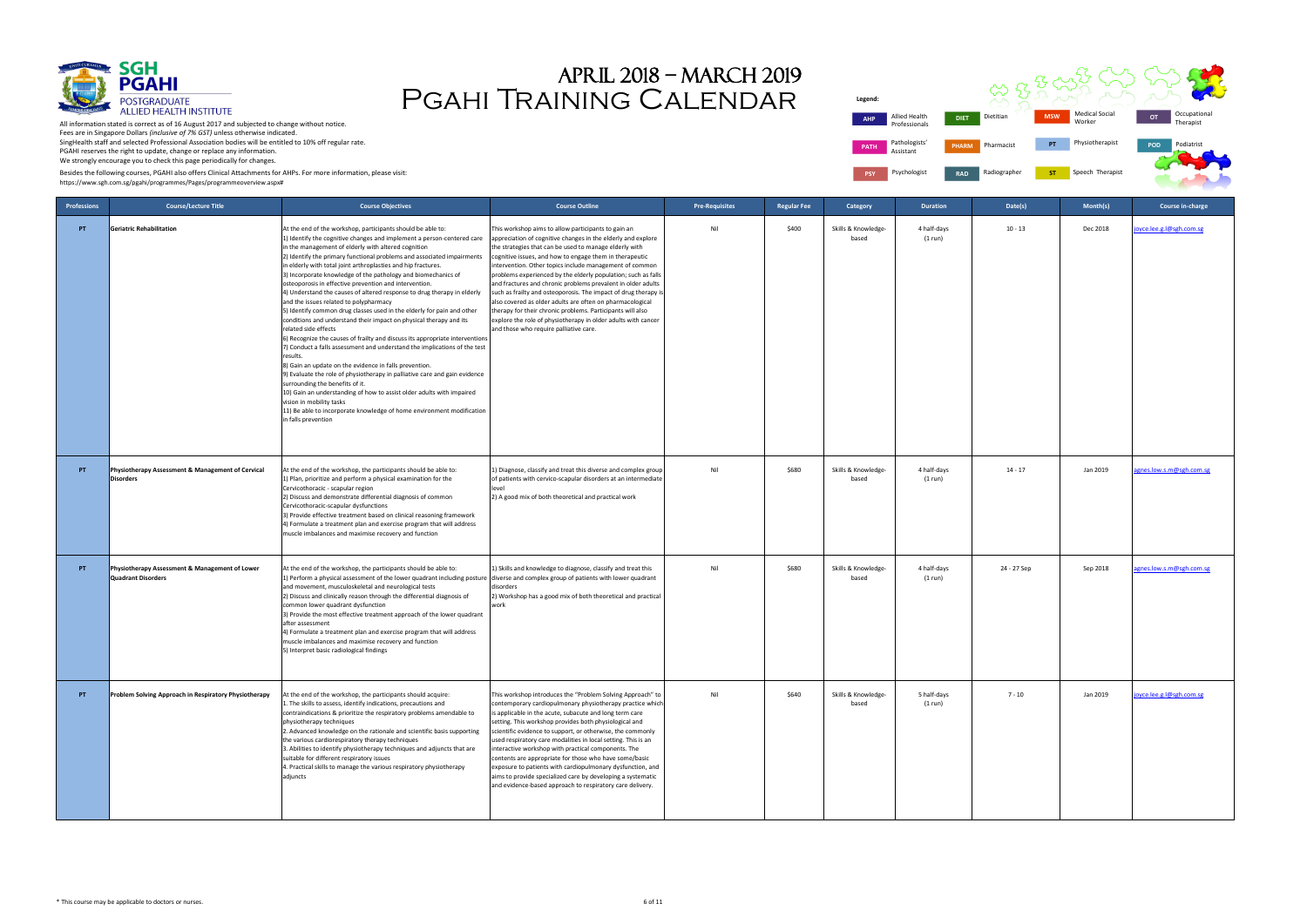# APRIL 2018 – MARCH 2019
# PGAHI TRAINING CALENDAR

**SGH PGAHI** POSTGRADUATE ALLIED HEALTH INSTITUTE

All information stated is correct as of 16 August 2017 and subjected to change without notice.
Fees are in Singapore Dollars *(inclusive of 7% GST)* unless otherwise indicated.
SingHealth staff and selected Professional Association bodies will be entitled to 10% off regular rate.
PGAHI reserves the right to update, change or replace any information.
We strongly encourage you to check this page periodically for changes.

Besides the following courses, PGAHI also offers Clinical Attachments for AHPs. For more information, please visit:
https://www.sgh.com.sg/pgahi/programmes/Pages/programmeoverview.aspx#

**Legend:**

| Code | Profession | Code | Profession | Code | Profession | Code | Profession |
|---|---|---|---|---|---|---|---|
| AHP | Allied Health Professionals | DIET | Dietitian | MSW | Medical Social Worker | OT | Occupational Therapist |
| PATH | Pathologists' Assistant | PHARM | Pharmacist | PT | Physiotherapist | POD | Podiatrist |
| PSY | Psychologist | RAD | Radiographer | ST | Speech Therapist | | |

| Professions | Course/Lecture Title | Course Objectives | Course Outline | Pre-Requisites | Regular Fee | Category | Duration | Date(s) | Month(s) | Course in-charge |
|---|---|---|---|---|---|---|---|---|---|---|
| PT | **Geriatric Rehabilitation** | At the end of the workshop, participants should be able to:<br>1) Identify the cognitive changes and implement a person-centered care in the management of elderly with altered cognition<br>2) Identify the primary functional problems and associated impairments in elderly with total joint arthroplasties and hip fractures.<br>3) Incorporate knowledge of the pathology and biomechanics of osteoporosis in effective prevention and intervention.<br>4) Understand the causes of altered response to drug therapy in elderly and the issues related to polypharmacy<br>5) Identify common drug classes used in the elderly for pain and other conditions and understand their impact on physical therapy and its related side effects<br>6) Recognize the causes of frailty and discuss its appropriate interventions<br>7) Conduct a falls assessment and understand the implications of the test results.<br>8) Gain an update on the evidence in falls prevention.<br>9) Evaluate the role of physiotherapy in palliative care and gain evidence surrounding the benefits of it.<br>10) Gain an understanding of how to assist older adults with impaired vision in mobility tasks<br>11) Be able to incorporate knowledge of home environment modification in falls prevention | This workshop aims to allow participants to gain an appreciation of cognitive changes in the elderly and explore the strategies that can be used to manage elderly with cognitive issues, and how to engage them in therapeutic intervention. Other topics include management of common problems experienced by the elderly population; such as falls and fractures and chronic problems prevalent in older adults such as frailty and osteoporosis. The impact of drug therapy is also covered as older adults are often on pharmacological therapy for their chronic problems. Participants will also explore the role of physiotherapy in older adults with cancer and those who require palliative care. | Nil | $400 | Skills & Knowledge-based | 4 half-days (1 run) | 10 - 13 | Dec 2018 | joyce.lee.g.l@sgh.com.sg |
| PT | **Physiotherapy Assessment & Management of Cervical Disorders** | At the end of the workshop, the participants should be able to:<br>1) Plan, prioritize and perform a physical examination for the Cervicothoracic - scapular region<br>2) Discuss and demonstrate differential diagnosis of common Cervicothoracic-scapular dysfunctions<br>3) Provide effective treatment based on clinical reasoning framework<br>4) Formulate a treatment plan and exercise program that will address muscle imbalances and maximise recovery and function | 1) Diagnose, classify and treat this diverse and complex group of patients with cervico-scapular disorders at an intermediate level<br>2) A good mix of both theoretical and practical work | Nil | $680 | Skills & Knowledge-based | 4 half-days (1 run) | 14 - 17 | Jan 2019 | agnes.low.s.m@sgh.com.sg |
| PT | **Physiotherapy Assessment & Management of Lower Quadrant Disorders** | At the end of the workshop, the participants should be able to:<br>1) Perform a physical assessment of the lower quadrant including posture and movement, musculoskeletal and neurological tests<br>2) Discuss and clinically reason through the differential diagnosis of common lower quadrant dysfunction<br>3) Provide the most effective treatment approach of the lower quadrant after assessment<br>4) Formulate a treatment plan and exercise program that will address muscle imbalances and maximise recovery and function<br>5) Interpret basic radiological findings | 1) Skills and knowledge to diagnose, classify and treat this diverse and complex group of patients with lower quadrant disorders<br>2) Workshop has a good mix of both theoretical and practical work | Nil | $680 | Skills & Knowledge-based | 4 half-days (1 run) | 24 - 27 Sep | Sep 2018 | agnes.low.s.m@sgh.com.sg |
| PT | **Problem Solving Approach in Respiratory Physiotherapy** | At the end of the workshop, the participants should acquire:<br>1. The skills to assess, identify indications, precautions and contraindications & prioritize the respiratory problems amendable to physiotherapy techniques<br>2. Advanced knowledge on the rationale and scientific basis supporting the various cardiorespiratory therapy techniques<br>3. Abilities to identify physiotherapy techniques and adjuncts that are suitable for different respiratory issues<br>4. Practical skills to manage the various respiratory physiotherapy adjuncts | This workshop introduces the "Problem Solving Approach" to contemporary cardiopulmonary physiotherapy practice which is applicable in the acute, subacute and long term care setting. This workshop provides both physiological and scientific evidence to support, or otherwise, the commonly used respiratory care modalities in local setting. This is an interactive workshop with practical components. The contents are appropriate for those who have some/basic exposure to patients with cardiopulmonary dysfunction, and aims to provide specialized care by developing a systematic and evidence-based approach to respiratory care delivery. | Nil | $640 | Skills & Knowledge-based | 5 half-days (1 run) | 7 - 10 | Jan 2019 | joyce.lee.g.l@sgh.com.sg |

\* This course may be applicable to doctors or nurses.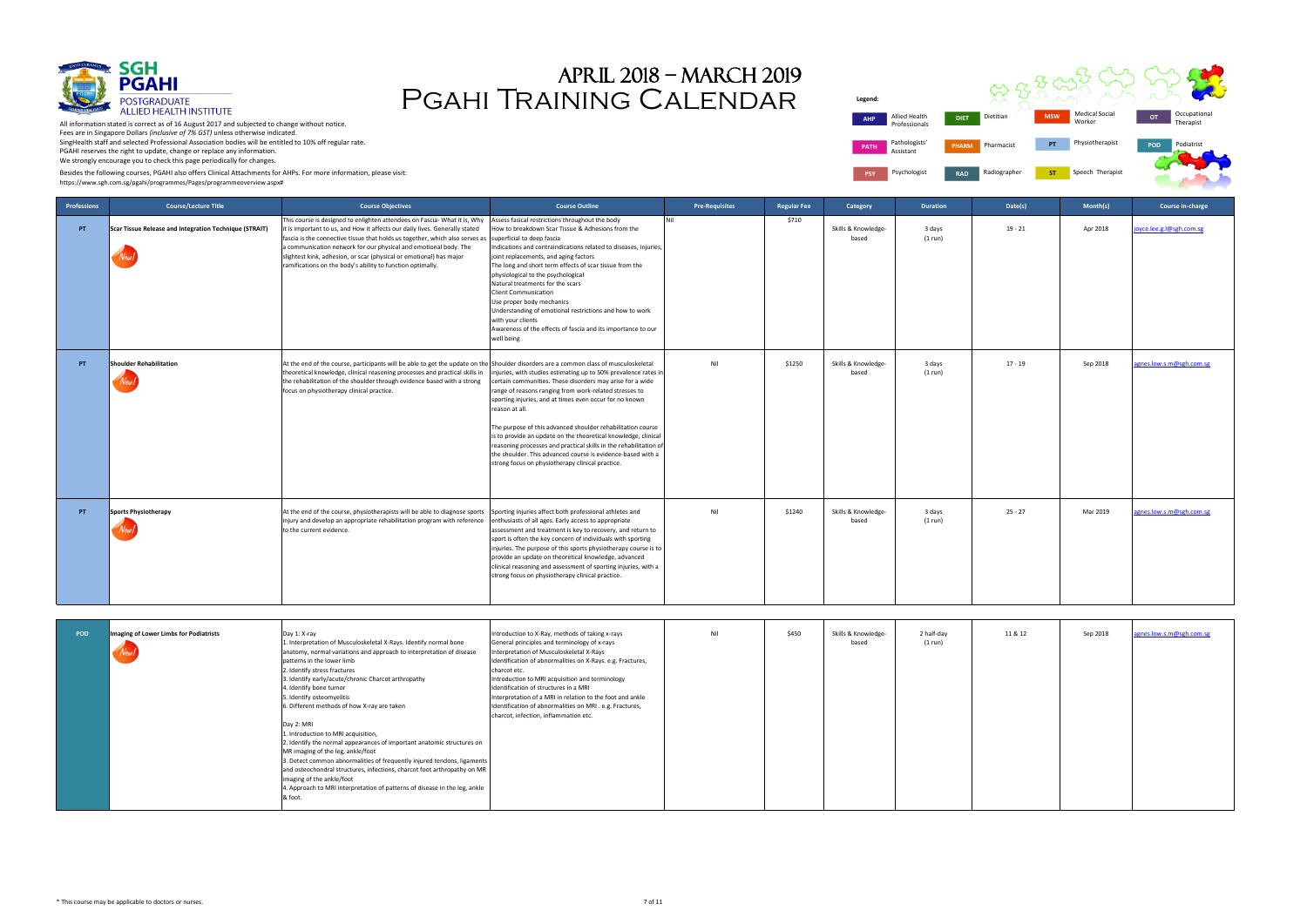# April 2018 – March 2019 PGAHI Training Calendar

SGH PGAHI Postgraduate Allied Health Institute

All information stated is correct as of 16 August 2017 and subjected to change without notice.
Fees are in Singapore Dollars *(inclusive of 7% GST)* unless otherwise indicated.
SingHealth staff and selected Professional Association bodies will be entitled to 10% off regular rate.
PGAHI reserves the right to update, change or replace any information.
We strongly encourage you to check this page periodically for changes.

Besides the following courses, PGAHI also offers Clinical Attachments for AHPs. For more information, please visit:
https://www.sgh.com.sg/pgahi/programmes/Pages/programmeoverview.aspx#

**Legend:**

| Code | Profession | Code | Profession | Code | Profession | Code | Profession |
|---|---|---|---|---|---|---|---|
| AHP | Allied Health Professionals | DIET | Dietitian | MSW | Medical Social Worker | OT | Occupational Therapist |
| PATH | Pathologists' Assistant | PHARM | Pharmacist | PT | Physiotherapist | POD | Podiatrist |
| PSY | Psychologist | RAD | Radiographer | ST | Speech Therapist | | |

| Professions | Course/Lecture Title | Course Objectives | Course Outline | Pre-Requisites | Regular Fee | Category | Duration | Date(s) | Month(s) | Course in-charge |
|---|---|---|---|---|---|---|---|---|---|---|
| PT | **Scar Tissue Release and Integration Technique (STRAIT)** New! | This course is designed to enlighten attendees on Fascia- What it is, Why it is important to us, and How it affects our daily lives. Generally stated fascia is the connective tissue that holds us together, which also serves as a communication network for our physical and emotional body. The slightest kink, adhesion, or scar (physical or emotional) has major ramifications on the body's ability to function optimally. | Assess fasical restrictions throughout the body<br>How to breakdown Scar Tissue & Adhesions from the superficial to deep fascia<br>Indications and contraindications related to diseases, injuries, joint replacements, and aging factors<br>The long and short term effects of scar tissue from the physiological to the psychological<br>Natural treatments for the scars<br>Client Communication<br>Use proper body mechanics<br>Understanding of emotional restrictions and how to work with your clients<br>Awareness of the effects of fascia and its importance to our well being | Nil | $710 | Skills & Knowledge-based | 3 days (1 run) | 19 - 21 | Apr 2018 | joyce.lee.g.l@sgh.com.sg |
| PT | **Shoulder Rehabilitation** New! | At the end of the course, participants will be able to get the update on the theoretical knowledge, clinical reasoning processes and practical skills in the rehabilitation of the shoulder through evidence based with a strong focus on physiotherapy clinical practice. | Shoulder disorders are a common class of musculoskeletal injuries, with studies estimating up to 50% prevalence rates in certain communities. These disorders may arise for a wide range of reasons ranging from work-related stresses to sporting injuries, and at times even occur for no known reason at all.<br><br>The purpose of this advanced shoulder rehabilitation course is to provide an update on the theoretical knowledge, clinical reasoning processes and practical skills in the rehabilitation of the shoulder. This advanced course is evidence-based with a strong focus on physiotherapy clinical practice. | Nil | $1250 | Skills & Knowledge-based | 3 days (1 run) | 17 - 19 | Sep 2018 | agnes.low.s.m@sgh.com.sg |
| PT | **Sports Physiotherapy** New! | At the end of the course, physiotherapists will be able to diagnose sports injury and develop an appropriate rehabilitation program with reference to the current evidence. | Sporting injuries affect both professional athletes and enthusiasts of all ages. Early access to appropriate assessment and treatment is key to recovery, and return to sport is often the key concern of individuals with sporting injuries. The purpose of this sports physiotherapy course is to provide an update on theoretical knowledge, advanced clinical reasoning and assessment of sporting injuries, with a strong focus on physiotherapy clinical practice. | Nil | $1240 | Skills & Knowledge-based | 3 days (1 run) | 25 - 27 | Mar 2019 | agnes.low.s.m@sgh.com.sg |
| POD | **Imaging of Lower Limbs for Podiatrists** New! | Day 1: X-ray<br>1. Interpretation of Musculoskeletal X-Rays. Identify normal bone anatomy, normal variations and approach to interpretation of disease patterns in the lower limb<br>2. Identify stress fractures<br>3. Identify early/acute/chronic Charcot arthropathy<br>4. Identify bone tumor<br>5. Identify osteomyelitis<br>6. Different methods of how X-ray are taken<br><br>Day 2: MRI<br>1. Introduction to MRI acquisition,<br>2. Identify the normal appearances of important anatomic structures on MR imaging of the leg, ankle/foot<br>3. Detect common abnormalities of frequently injured tendons, ligaments and osteochondral structures, infections, charcot foot arthropathy on MR imaging of the ankle/foot<br>4. Approach to MRI interpretation of patterns of disease in the leg, ankle & foot. | Introduction to X-Ray, methods of taking x-rays<br>General principles and terminology of x-rays<br>Interpretation of Musculoskeletal X-Rays<br>Identification of abnormalities on X-Rays. e.g. Fractures, charcot etc.<br>Introduction to MRI acquisition and terminology<br>Identification of structures in a MRI<br>Interpretation of a MRI in relation to the foot and ankle<br>Identification of abnormalities on MRI . e.g. Fractures, charcot, infection, inflammation etc. | Nil | $450 | Skills & Knowledge-based | 2 half-day (1 run) | 11 & 12 | Sep 2018 | agnes.low.s.m@sgh.com.sg |

* This course may be applicable to doctors or nurses.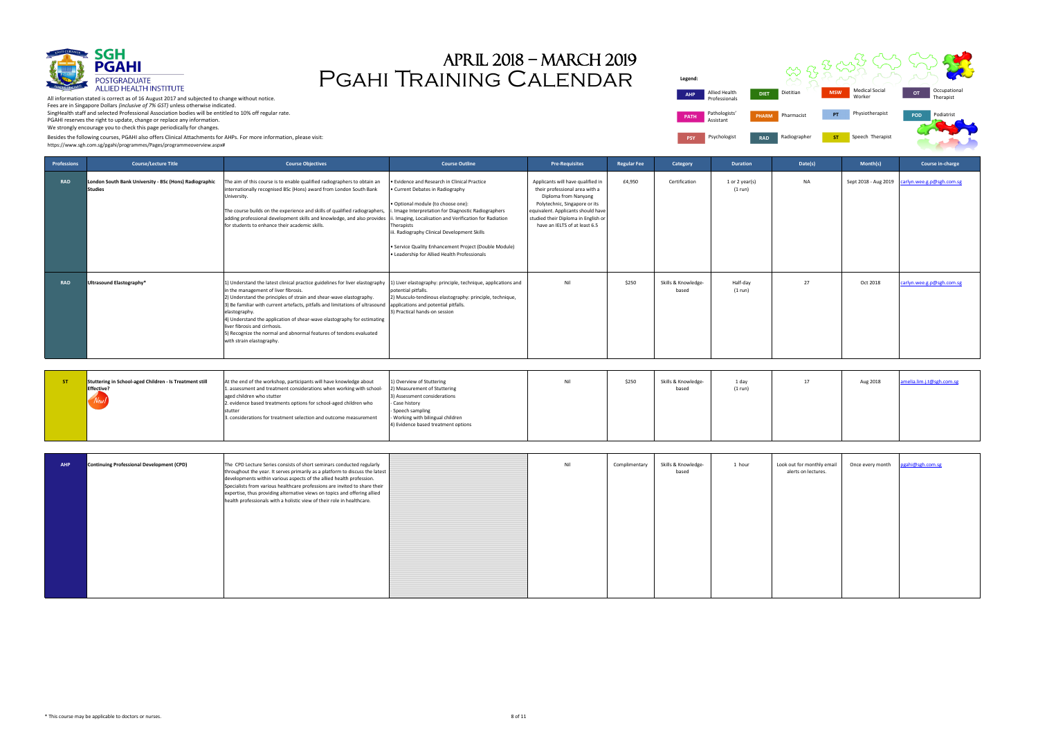# APRIL 2018 – MARCH 2019
# PGAHI TRAINING CALENDAR

**SGH PGAHI** POSTGRADUATE ALLIED HEALTH INSTITUTE

All information stated is correct as of 16 August 2017 and subjected to change without notice.
Fees are in Singapore Dollars *(inclusive of 7% GST)* unless otherwise indicated.
SingHealth staff and selected Professional Association bodies will be entitled to 10% off regular rate.
PGAHI reserves the right to update, change or replace any information.
We strongly encourage you to check this page periodically for changes.

Besides the following courses, PGAHI also offers Clinical Attachments for AHPs. For more information, please visit:
https://www.sgh.com.sg/pgahi/programmes/Pages/programmeoverview.aspx#

**Legend:**

| | | | | | | | |
|---|---|---|---|---|---|---|---|
| AHP | Allied Health Professionals | DIET | Dietitian | MSW | Medical Social Worker | OT | Occupational Therapist |
| PATH | Pathologists' Assistant | PHARM | Pharmacist | PT | Physiotherapist | POD | Podiatrist |
| PSY | Psychologist | RAD | Radiographer | ST | Speech Therapist | | |

| Professions | Course/Lecture Title | Course Objectives | Course Outline | Pre-Requisites | Regular Fee | Category | Duration | Date(s) | Month(s) | Course in-charge |
|---|---|---|---|---|---|---|---|---|---|---|
| RAD | **London South Bank University - BSc (Hons) Radiographic Studies** | The aim of this course is to enable qualified radiographers to obtain an internationally recognised BSc (Hons) award from London South Bank University.<br><br>The course builds on the experience and skills of qualified radiographers, adding professional development skills and knowledge, and also provides for students to enhance their academic skills. | • Evidence and Research in Clinical Practice<br>• Current Debates in Radiography<br><br>• Optional module (to choose one):<br>i. Image Interpretation for Diagnostic Radiographers<br>ii. Imaging, Localisation and Verification for Radiation Therapists<br>iii. Radiography Clinical Development Skills<br><br>• Service Quality Enhancement Project (Double Module)<br>• Leadership for Allied Health Professionals | Applicants will have qualified in their professional area with a Diploma from Nanyang Polytechnic, Singapore or its equivalent. Applicants should have studied their Diploma in English or have an IELTS of at least 6.5 | £4,950 | Certification | 1 or 2 year(s) (1 run) | NA | Sept 2018 - Aug 2019 | carlyn.wee.g.p@sgh.com.sg |
| RAD | **Ultrasound Elastography*** | 1) Understand the latest clinical practice guidelines for liver elastography in the management of liver fibrosis.<br>2) Understand the principles of strain and shear-wave elastography.<br>3) Be familiar with current artefacts, pitfalls and limitations of ultrasound elastography.<br>4) Understand the application of shear-wave elastography for estimating liver fibrosis and cirrhosis.<br>5) Recognize the normal and abnormal features of tendons evaluated with strain elastography. | 1) Liver elastography: principle, technique, applications and potential pitfalls.<br>2) Musculo-tendinous elastography: principle, technique, applications and potential pitfalls.<br>3) Practical hands-on session | Nil | $250 | Skills & Knowledge-based | Half-day (1 run) | 27 | Oct 2018 | carlyn.wee.g.p@sgh.com.sg |
| ST | **Stuttering in School-aged Children - Is Treatment still Effective?** (New!) | At the end of the workshop, participants will have knowledge about<br>1. assessment and treatment considerations when working with school-aged children who stutter<br>2. evidence based treatments options for school-aged children who stutter<br>3. considerations for treatment selection and outcome measurement | 1) Overview of Stuttering<br>2) Measurement of Stuttering<br>3) Assessment considerations<br>- Case history<br>- Speech sampling<br>- Working with bilingual children<br>4) Evidence based treatment options | Nil | $250 | Skills & Knowledge-based | 1 day (1 run) | 17 | Aug 2018 | amelia.lim.j.t@sgh.com.sg |
| AHP | **Continuing Professional Development (CPD)** | The CPD Lecture Series consists of short seminars conducted regularly throughout the year. It serves primarily as a platform to discuss the latest developments within various aspects of the allied health profession. Specialists from various healthcare professions are invited to share their expertise, thus providing alternative views on topics and offering allied health professionals with a holistic view of their role in healthcare. | | Nil | Complimentary | Skills & Knowledge-based | 1 hour | Look out for monthly email alerts on lectures. | Once every month | pgahi@sgh.com.sg |

* This course may be applicable to doctors or nurses.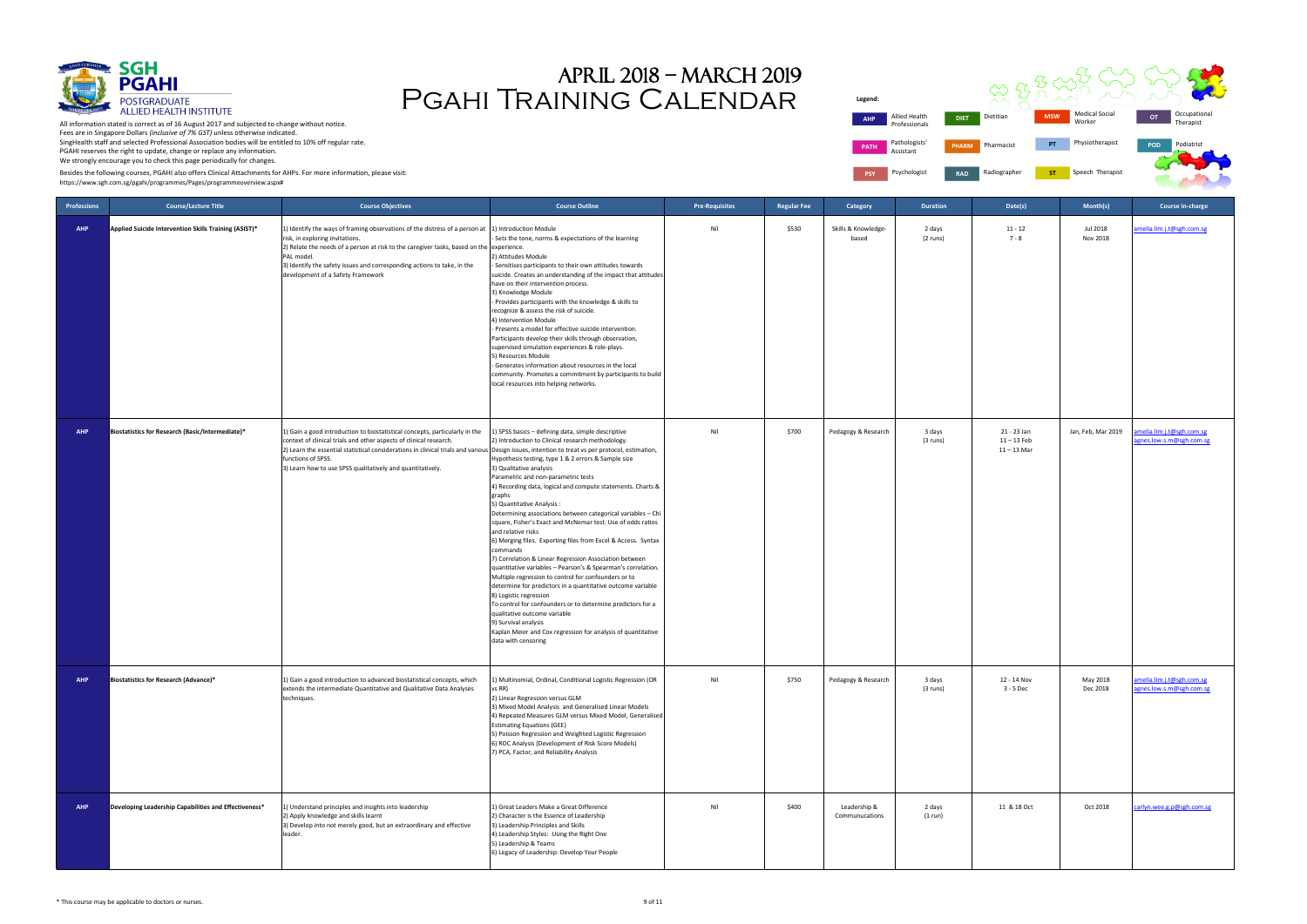# April 2018 – March 2019 PGAHI Training Calendar

**SGH PGAHI** POSTGRADUATE ALLIED HEALTH INSTITUTE

All information stated is correct as of 16 August 2017 and subjected to change without notice.
Fees are in Singapore Dollars *(inclusive of 7% GST)* unless otherwise indicated.
SingHealth staff and selected Professional Association bodies will be entitled to 10% off regular rate.
PGAHI reserves the right to update, change or replace any information.
We strongly encourage you to check this page periodically for changes.

Besides the following courses, PGAHI also offers Clinical Attachments for AHPs. For more information, please visit:
https://www.sgh.com.sg/pgahi/programmes/Pages/programmeoverview.aspx#

**Legend:**

| Code | Profession | Code | Profession | Code | Profession | Code | Profession |
|---|---|---|---|---|---|---|---|
| AHP | Allied Health Professionals | DIET | Dietitian | MSW | Medical Social Worker | OT | Occupational Therapist |
| PATH | Pathologists' Assistant | PHARM | Pharmacist | PT | Physiotherapist | POD | Podiatrist |
| PSY | Psychologist | RAD | Radiographer | ST | Speech Therapist | | |

| Professions | Course/Lecture Title | Course Objectives | Course Outline | Pre-Requisites | Regular Fee | Category | Duration | Date(s) | Month(s) | Course in-charge |
|---|---|---|---|---|---|---|---|---|---|---|
| AHP | Applied Suicide Intervention Skills Training (ASIST)* | 1) Identify the ways of framing observations of the distress of a person at risk, in exploring invitations.<br>2) Relate the needs of a person at risk to the caregiver tasks, based on the PAL model.<br>3) Identify the safety issues and corresponding actions to take, in the development of a Safety Framework | 1) Introduction Module<br>- Sets the tone, norms & expectations of the learning experience.<br>2) Attitudes Module<br>- Sensitises participants to their own attitudes towards suicide. Creates an understanding of the impact that attitudes have on their intervention process.<br>3) Knowledge Module<br>- Provides participants with the knowledge & skills to recognize & assess the risk of suicide.<br>4) Intervention Module<br>- Presents a model for effective suicide intervention. Participants develop their skills through observation, supervised simulation experiences & role-plays.<br>5) Resources Module<br>- Generates information about resources in the local community. Promotes a commitment by participants to build local resources into helping networks. | Nil | $530 | Skills & Knowledge-based | 2 days (2 runs) | 11 - 12<br>7 - 8 | Jul 2018<br>Nov 2018 | amelia.lim.j.t@sgh.com.sg |
| AHP | Biostatistics for Research (Basic/Intermediate)* | 1) Gain a good introduction to biostatistical concepts, particularly in the context of clinical trials and other aspects of clinical research.<br>2) Learn the essential statistical considerations in clinical trials and various functions of SPSS.<br>3) Learn how to use SPSS qualitatively and quantitatively. | 1) SPSS basics – defining data, simple descriptive<br>2) Introduction to Clinical research methodology. Design issues, intention to treat vs per protocol, estimation, Hypothesis testing, type 1 & 2 errors & Sample size<br>3) Qualitative analysis<br>Parametric and non-parametric tests<br>4) Recording data, logical and compute statements. Charts & graphs<br>5) Quantitative Analysis :<br>Determining associations between categorical variables – Chi square, Fisher's Exact and McNemar test. Use of odds ratios and relative risks<br>6) Merging files. Exporting files from Excel & Access. Syntax commands<br>7) Correlation & Linear Regression Association between quantitative variables – Pearson's & Spearman's correlation. Multiple regression to control for confounders or to determine for predictors in a quantitative outcome variable<br>8) Logistic regression<br>To control for confounders or to determine predictors for a qualitative outcome variable<br>9) Survival analysis<br>Kaplan Meier and Cox regression for analysis of quantitative data with censoring | Nil | $700 | Pedagogy & Research | 3 days (3 runs) | 21 - 23 Jan<br>11 – 13 Feb<br>11 – 13 Mar | Jan, Feb, Mar 2019 | amelia.lim.j.t@sgh.com.sg<br>agnes.low.s.m@sgh.com.sg |
| AHP | Biostatistics for Research (Advance)* | 1) Gain a good introduction to advanced biostatistical concepts, which extends the intermediate Quantitative and Qualitative Data Analyses techniques. | 1) Multinomial, Ordinal, Conditional Logistic Regression (OR vs RR)<br>2) Linear Regression versus GLM<br>3) Mixed Model Analysis and Generalised Linear Models<br>4) Repeated Measures GLM versus Mixed Model, Generalised Estimating Equations (GEE)<br>5) Poisson Regression and Weighted Logistic Regression<br>6) ROC Analysis (Development of Risk Score Models)<br>7) PCA, Factor, and Reliability Analysis | Nil | $750 | Pedagogy & Research | 3 days (3 runs) | 12 - 14 Nov<br>3 - 5 Dec | May 2018<br>Dec 2018 | amelia.lim.j.t@sgh.com.sg<br>agnes.low.s.m@sgh.com.sg |
| AHP | Developing Leadership Capabilities and Effectiveness* | 1) Understand principles and insights into leadership<br>2) Apply knowledge and skills learnt<br>3) Develop into not merely good, but an extraordinary and effective leader. | 1) Great Leaders Make a Great Difference<br>2) Character is the Essence of Leadership<br>3) Leadership Principles and Skills<br>4) Leadership Styles: Using the Right One<br>5) Leadership & Teams<br>6) Legacy of Leadership: Develop Your People | Nil | $400 | Leadership & Communucations | 2 days (1 run) | 11 & 18 Oct | Oct 2018 | carlyn.wee.g.p@sgh.com.sg |

\* This course may be applicable to doctors or nurses.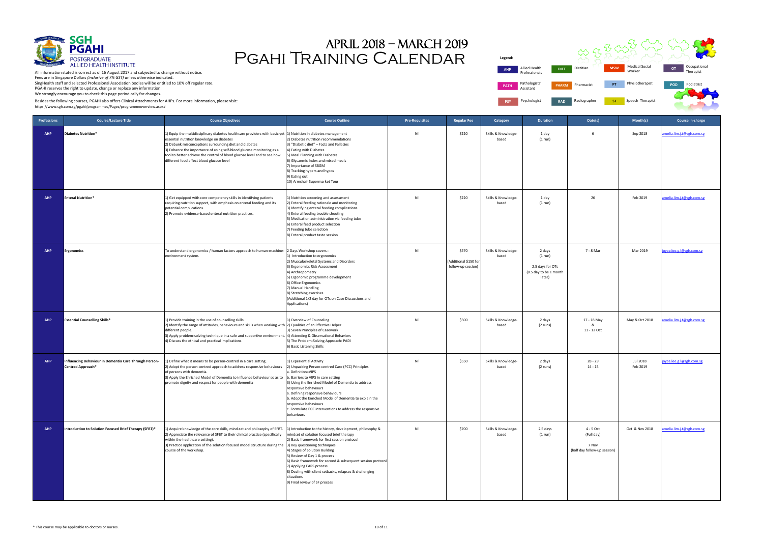# APRIL 2018 – MARCH 2019
# PGAHI TRAINING CALENDAR

**SGH PGAHI** POSTGRADUATE ALLIED HEALTH INSTITUTE

All information stated is correct as of 16 August 2017 and subjected to change without notice.
Fees are in Singapore Dollars *(inclusive of 7% GST)* unless otherwise indicated.
SingHealth staff and selected Professional Association bodies will be entitled to 10% off regular rate.
PGAHI reserves the right to update, change or replace any information.
We strongly encourage you to check this page periodically for changes.

Besides the following courses, PGAHI also offers Clinical Attachments for AHPs. For more information, please visit:
https://www.sgh.com.sg/pgahi/programmes/Pages/programmeoverview.aspx#

**Legend:**

| | | | | | | | |
|---|---|---|---|---|---|---|---|
| AHP | Allied Health Professionals | DIET | Dietitian | MSW | Medical Social Worker | OT | Occupational Therapist |
| PATH | Pathologists' Assistant | PHARM | Pharmacist | PT | Physiotherapist | POD | Podiatrist |
| PSY | Psychologist | RAD | Radiographer | ST | Speech Therapist | | |

| Professions | Course/Lecture Title | Course Objectives | Course Outline | Pre-Requisites | Regular Fee | Category | Duration | Date(s) | Month(s) | Course in-charge |
|---|---|---|---|---|---|---|---|---|---|---|
| AHP | **Diabetes Nutrition*** | 1) Equip the multidisciplinary diabetes healthcare providers with basic yet essential nutrition knowledge on diabetes<br>2) Debunk misconceptions surrounding diet and diabetes<br>3) Enhance the importance of using self-blood glucose monitoring as a tool to better achieve the control of blood glucose level and to see how different food affect blood glucose level | 1) Nutrition in diabetes management<br>2) Diabetes nutrition recommendations<br>3) "Diabetic diet" – Facts and Fallacies<br>4) Eating with Diabetes<br>5) Meal Planning with Diabetes<br>6) Glycaemic Index and mixed meals<br>7) Importance of SBGM<br>8) Tracking hypers and hypos<br>9) Eating out<br>10) Armchair Supermarket Tour | Nil | $220 | Skills & Knowledge-based | 1 day (1 run) | 6 | Sep 2018 | amelia.lim.j.t@sgh.com.sg |
| AHP | **Enteral Nutrition*** | 1) Get equipped with core competency skills in identifying patients requiring nutrition support, with emphasis on enteral feeding and its potential complications.<br>2) Promote evidence-based enteral nutrition practices. | 1) Nutrition screening and assessment<br>2) Enteral feeding rationale and monitoring<br>3) Identifying enteral feeding complications<br>4) Enteral feeding trouble shooting<br>5) Medication administration via feeding tube<br>6) Enteral feed product selection<br>7) Feeding tube selection<br>8) Enteral product taste session | Nil | $220 | Skills & Knowledge-based | 1 day (1 run) | 26 | Feb 2019 | amelia.lim.j.t@sgh.com.sg |
| AHP | **Ergonomics** | To understand ergonomics / human factors approach to human-machine-environment system. | 2 Days Workshop covers :<br>1) Introduction to ergonomics<br>2) Musculoskeletal Systems and Disorders<br>3) Ergonomics Risk Assessment<br>4) Anthropometry<br>5) Ergonomic programme development<br>6) Office Ergonomics<br>7) Manual Handling<br>8) Stretching exercises<br>(Additional 1/2 day for OTs on Case Discussions and Applications) | Nil | $470<br>(Additional $150 for follow-up session) | Skills & Knowledge-based | 2 days (1 run)<br><br>2.5 days for OTs (0.5 day to be 1 month later) | 7 - 8 Mar | Mar 2019 | joyce.lee.g.l@sgh.com.sg |
| AHP | **Essential Counselling Skills*** | 1) Provide training in the use of counselling skills.<br>2) Identify the range of attitudes, behaviours and skills when working with different people.<br>3) Apply problem-solving technique in a safe and supportive environment.<br>4) Discuss the ethical and practical implications. | 1) Overview of Counseling<br>2) Qualities of an Effective Helper<br>3) Seven Principles of Casework<br>4) Attending & Observational Behaviors<br>5) The Problem-Solving Approach: PADI<br>6) Basic Listening Skills | Nil | $500 | Skills & Knowledge-based | 2 days (2 runs) | 17 - 18 May<br>&<br>11 - 12 Oct | May & Oct 2018 | amelia.lim.j.t@sgh.com.sg |
| AHP | **Influencing Behaviour in Dementia Care Through Person-Centred Approach*** | 1) Define what it means to be person-centred in a care setting.<br>2) Adopt the person-centred approach to address responsive behaviours of persons with dementia.<br>3) Apply the Enriched Model of Dementia to influence behaviour so as to promote dignity and respect for people with dementia | 1) Experiential Activity<br>2) Unpacking Person-centred Care (PCC) Principles<br>a. Definition=VIPS<br>b. Barriers to VIPS in care setting<br>3) Using the Enriched Model of Dementia to address responsive behaviours<br>a. Defining responsive behaviours<br>b. Adopt the Enriched Model of Dementia to explain the responsive behaviours<br>c. Formulate PCC interventions to address the responsive behaviours | Nil | $550 | Skills & Knowledge-based | 2 days (2 runs) | 28 - 29<br>14 - 15 | Jul 2018<br>Feb 2019 | joyce.lee.g.l@sgh.com.sg |
| AHP | **Introduction to Solution Focused Brief Therapy (SFBT)*** | 1) Acquire knowledge of the core skills, mind-set and philosophy of SFBT.<br>2) Appreciate the relevance of SFBT to their clinical practice (specifically within the healthcare setting).<br>3) Practice application of the solution focused model structure during the course of the workshop. | 1) Introduction to the history, development, philosophy & mindset of solution focused brief therapy<br>2) Basic framework for first session protocol<br>3) Key questioning techniques<br>4) Stages of Solution Building<br>5) Review of Day 1 & process<br>6) Basic framework for second & subsequent session protocol<br>7) Applying EARS process<br>8) Dealing with client setbacks, relapses & challenging situations<br>9) Final review of SF process | Nil | $700 | Skills & Knowledge-based | 2.5 days (1 run) | 4 - 5 Oct (Full day)<br><br>7 Nov (half day follow-up session) | Oct & Nov 2018 | amelia.lim.j.t@sgh.com.sg |

\* This course may be applicable to doctors or nurses.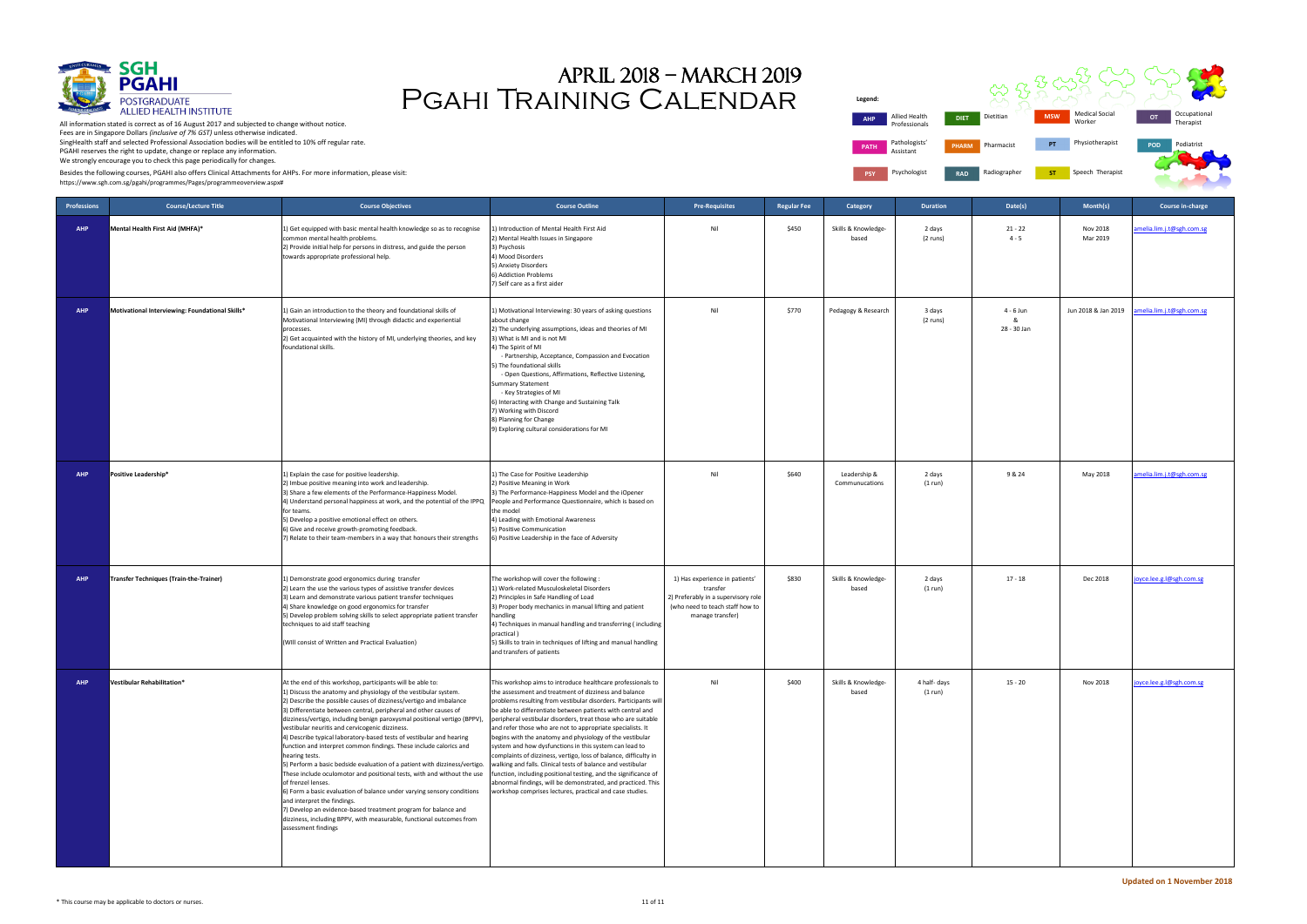# APRIL 2018 – MARCH 2019
# PGAHI TRAINING CALENDAR

SGH PGAHI POSTGRADUATE ALLIED HEALTH INSTITUTE

All information stated is correct as of 16 August 2017 and subjected to change without notice.
Fees are in Singapore Dollars *(inclusive of 7% GST)* unless otherwise indicated.
SingHealth staff and selected Professional Association bodies will be entitled to 10% off regular rate.
PGAHI reserves the right to update, change or replace any information.
We strongly encourage you to check this page periodically for changes.

Besides the following courses, PGAHI also offers Clinical Attachments for AHPs. For more information, please visit:
https://www.sgh.com.sg/pgahi/programmes/Pages/programmeoverview.aspx#

**Legend:**

| | | | | | | | |
|---|---|---|---|---|---|---|---|
| AHP | Allied Health Professionals | DIET | Dietitian | MSW | Medical Social Worker | OT | Occupational Therapist |
| PATH | Pathologists' Assistant | PHARM | Pharmacist | PT | Physiotherapist | POD | Podiatrist |
| PSY | Psychologist | RAD | Radiographer | ST | Speech Therapist | | |

| Professions | Course/Lecture Title | Course Objectives | Course Outline | Pre-Requisites | Regular Fee | Category | Duration | Date(s) | Month(s) | Course in-charge |
|---|---|---|---|---|---|---|---|---|---|---|
| AHP | **Mental Health First Aid (MHFA)*** | 1) Get equipped with basic mental health knowledge so as to recognise common mental health problems.<br>2) Provide initial help for persons in distress, and guide the person towards appropriate professional help. | 1) Introduction of Mental Health First Aid<br>2) Mental Health Issues in Singapore<br>3) Psychosis<br>4) Mood Disorders<br>5) Anxiety Disorders<br>6) Addiction Problems<br>7) Self care as a first aider | Nil | $450 | Skills & Knowledge-based | 2 days (2 runs) | 21 - 22<br>4 - 5 | Nov 2018<br>Mar 2019 | amelia.lim.j.t@sgh.com.sg |
| AHP | **Motivational Interviewing: Foundational Skills*** | 1) Gain an introduction to the theory and foundational skills of Motivational Interviewing (MI) through didactic and experiential processes.<br>2) Get acquainted with the history of MI, underlying theories, and key foundational skills. | 1) Motivational Interviewing: 30 years of asking questions about change<br>2) The underlying assumptions, ideas and theories of MI<br>3) What is MI and is not MI<br>4) The Spirit of MI<br>- Partnership, Acceptance, Compassion and Evocation<br>5) The foundational skills<br>- Open Questions, Affirmations, Reflective Listening, Summary Statement<br>- Key Strategies of MI<br>6) Interacting with Change and Sustaining Talk<br>7) Working with Discord<br>8) Planning for Change<br>9) Exploring cultural considerations for MI | Nil | $770 | Pedagogy & Research | 3 days (2 runs) | 4 - 6 Jun<br>&<br>28 - 30 Jan | Jun 2018 & Jan 2019 | amelia.lim.j.t@sgh.com.sg |
| AHP | **Positive Leadership*** | 1) Explain the case for positive leadership.<br>2) Imbue positive meaning into work and leadership.<br>3) Share a few elements of the Performance-Happiness Model.<br>4) Understand personal happiness at work, and the potential of the IPPQ for teams.<br>5) Develop a positive emotional effect on others.<br>6) Give and receive growth-promoting feedback.<br>7) Relate to their team-members in a way that honours their strengths | 1) The Case for Positive Leadership<br>2) Positive Meaning in Work<br>3) The Performance-Happiness Model and the iOpener People and Performance Questionnaire, which is based on the model<br>4) Leading with Emotional Awareness<br>5) Positive Communication<br>6) Positive Leadership in the face of Adversity | Nil | $640 | Leadership & Communucations | 2 days (1 run) | 9 & 24 | May 2018 | amelia.lim.j.t@sgh.com.sg |
| AHP | **Transfer Techniques (Train-the-Trainer)** | 1) Demonstrate good ergonomics during transfer<br>2) Learn the use the various types of assistive transfer devices<br>3) Learn and demonstrate various patient transfer techniques<br>4) Share knowledge on good ergonomics for transfer<br>5) Develop problem solving skills to select appropriate patient transfer techniques to aid staff teaching<br><br>(Will consist of Written and Practical Evaluation) | The workshop will cover the following :<br>1) Work-related Musculoskeletal Disorders<br>2) Principles in Safe Handling of Load<br>3) Proper body mechanics in manual lifting and patient handling<br>4) Techniques in manual handling and transferring ( including practical )<br>5) Skills to train in techniques of lifting and manual handling and transfers of patients | 1) Has experience in patients' transfer<br>2) Preferably in a supervisory role (who need to teach staff how to manage transfer) | $830 | Skills & Knowledge-based | 2 days (1 run) | 17 - 18 | Dec 2018 | joyce.lee.g.l@sgh.com.sg |
| AHP | **Vestibular Rehabilitation*** | At the end of this workshop, participants will be able to:<br>1) Discuss the anatomy and physiology of the vestibular system.<br>2) Describe the possible causes of dizziness/vertigo and imbalance<br>3) Differentiate between central, peripheral and other causes of dizziness/vertigo, including benign paroxysmal positional vertigo (BPPV), vestibular neuritis and cervicogenic dizziness.<br>4) Describe typical laboratory-based tests of vestibular and hearing function and interpret common findings. These include calorics and hearing tests.<br>5) Perform a basic bedside evaluation of a patient with dizziness/vertigo. These include oculomotor and positional tests, with and without the use of frenzel lenses.<br>6) Form a basic evaluation of balance under varying sensory conditions and interpret the findings.<br>7) Develop an evidence-based treatment program for balance and dizziness, including BPPV, with measurable, functional outcomes from assessment findings | This workshop aims to introduce healthcare professionals to the assessment and treatment of dizziness and balance problems resulting from vestibular disorders. Participants will be able to differentiate between patients with central and peripheral vestibular disorders, treat those who are suitable and refer those who are not to appropriate specialists. It begins with the anatomy and physiology of the vestibular system and how dysfunctions in this system can lead to complaints of dizziness, vertigo, loss of balance, difficulty in walking and falls. Clinical tests of balance and vestibular function, including positional testing, and the significance of abnormal findings, will be demonstrated, and practiced. This workshop comprises lectures, practical and case studies. | Nil | $400 | Skills & Knowledge-based | 4 half- days (1 run) | 15 - 20 | Nov 2018 | joyce.lee.g.l@sgh.com.sg |

\* This course may be applicable to doctors or nurses.

**Updated on 1 November 2018**